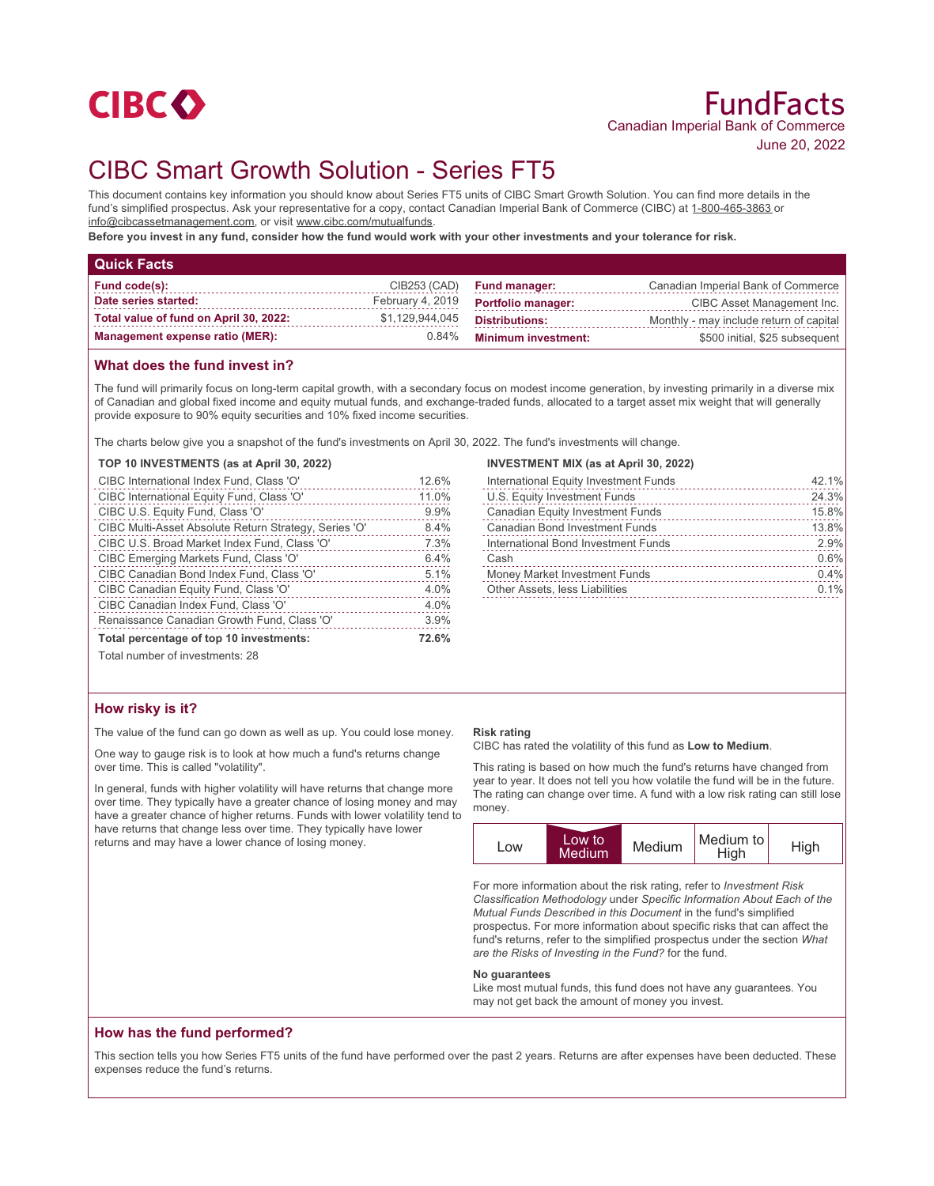CIBC

# FundFacts

Canadian Imperial Bank of Commerce

June 20, 2022

# CIBC Smart Growth Solution - Series FT5

This document contains key information you should know about Series FT5 units of CIBC Smart Growth Solution. You can find more details in the fund's simplified prospectus. Ask your representative for a copy, contact Canadian Imperial Bank of Commerce (CIBC) at 1-800-465-3863 or info@cibcassetmanagement.com, or visit www.cibc.com/mutualfunds.

**Before you invest in any fund, consider how the fund would work with your other investments and your tolerance for risk.**

## Quick Facts

| | | | |
|---|---|---|---|
| **Fund code(s):** | CIB253 (CAD) | **Fund manager:** | Canadian Imperial Bank of Commerce |
| **Date series started:** | February 4, 2019 | **Portfolio manager:** | CIBC Asset Management Inc. |
| **Total value of fund on April 30, 2022:** | $1,129,944,045 | **Distributions:** | Monthly - may include return of capital |
| **Management expense ratio (MER):** | 0.84% | **Minimum investment:** | $500 initial, $25 subsequent |

## What does the fund invest in?

The fund will primarily focus on long-term capital growth, with a secondary focus on modest income generation, by investing primarily in a diverse mix of Canadian and global fixed income and equity mutual funds, and exchange-traded funds, allocated to a target asset mix weight that will generally provide exposure to 90% equity securities and 10% fixed income securities.

The charts below give you a snapshot of the fund's investments on April 30, 2022. The fund's investments will change.

**TOP 10 INVESTMENTS (as at April 30, 2022)**

| | |
|---|---|
| CIBC International Index Fund, Class 'O' | 12.6% |
| CIBC International Equity Fund, Class 'O' | 11.0% |
| CIBC U.S. Equity Fund, Class 'O' | 9.9% |
| CIBC Multi-Asset Absolute Return Strategy, Series 'O' | 8.4% |
| CIBC U.S. Broad Market Index Fund, Class 'O' | 7.3% |
| CIBC Emerging Markets Fund, Class 'O' | 6.4% |
| CIBC Canadian Bond Index Fund, Class 'O' | 5.1% |
| CIBC Canadian Equity Fund, Class 'O' | 4.0% |
| CIBC Canadian Index Fund, Class 'O' | 4.0% |
| Renaissance Canadian Growth Fund, Class 'O' | 3.9% |
| **Total percentage of top 10 investments:** | **72.6%** |

Total number of investments: 28

**INVESTMENT MIX (as at April 30, 2022)**

| | |
|---|---|
| International Equity Investment Funds | 42.1% |
| U.S. Equity Investment Funds | 24.3% |
| Canadian Equity Investment Funds | 15.8% |
| Canadian Bond Investment Funds | 13.8% |
| International Bond Investment Funds | 2.9% |
| Cash | 0.6% |
| Money Market Investment Funds | 0.4% |
| Other Assets, less Liabilities | 0.1% |

## How risky is it?

The value of the fund can go down as well as up. You could lose money.

One way to gauge risk is to look at how much a fund's returns change over time. This is called "volatility".

In general, funds with higher volatility will have returns that change more over time. They typically have a greater chance of losing money and may have a greater chance of higher returns. Funds with lower volatility tend to have returns that change less over time. They typically have lower returns and may have a lower chance of losing money.

**Risk rating**

CIBC has rated the volatility of this fund as **Low to Medium**.

This rating is based on how much the fund's returns have changed from year to year. It does not tell you how volatile the fund will be in the future. The rating can change over time. A fund with a low risk rating can still lose money.

| Low | **Low to Medium** | Medium | Medium to High | High |
|---|---|---|---|---|

For more information about the risk rating, refer to *Investment Risk Classification Methodology* under *Specific Information About Each of the Mutual Funds Described in this Document* in the fund's simplified prospectus. For more information about specific risks that can affect the fund's returns, refer to the simplified prospectus under the section *What are the Risks of Investing in the Fund?* for the fund.

**No guarantees**

Like most mutual funds, this fund does not have any guarantees. You may not get back the amount of money you invest.

## How has the fund performed?

This section tells you how Series FT5 units of the fund have performed over the past 2 years. Returns are after expenses have been deducted. These expenses reduce the fund's returns.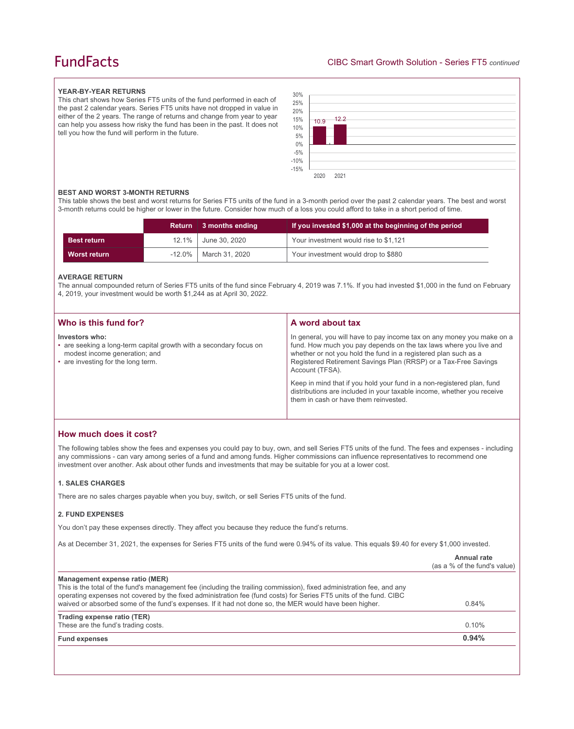# FundFacts

CIBC Smart Growth Solution - Series FT5 *continued*

### YEAR-BY-YEAR RETURNS

This chart shows how Series FT5 units of the fund performed in each of the past 2 calendar years. Series FT5 units have not dropped in value in either of the 2 years. The range of returns and change from year to year can help you assess how risky the fund has been in the past. It does not tell you how the fund will perform in the future.

| Year | Return (%) |
|---|---|
| 2020 | 10.9 |
| 2021 | 12.2 |

### BEST AND WORST 3-MONTH RETURNS

This table shows the best and worst returns for Series FT5 units of the fund in a 3-month period over the past 2 calendar years. The best and worst 3-month returns could be higher or lower in the future. Consider how much of a loss you could afford to take in a short period of time.

| | Return | 3 months ending | If you invested $1,000 at the beginning of the period |
|---|---|---|---|
| **Best return** | 12.1% | June 30, 2020 | Your investment would rise to $1,121 |
| **Worst return** | -12.0% | March 31, 2020 | Your investment would drop to $880 |

### AVERAGE RETURN

The annual compounded return of Series FT5 units of the fund since February 4, 2019 was 7.1%. If you had invested $1,000 in the fund on February 4, 2019, your investment would be worth $1,244 as at April 30, 2022.

## Who is this fund for?

**Investors who:**

- are seeking a long-term capital growth with a secondary focus on modest income generation; and
- are investing for the long term.

## A word about tax

In general, you will have to pay income tax on any money you make on a fund. How much you pay depends on the tax laws where you live and whether or not you hold the fund in a registered plan such as a Registered Retirement Savings Plan (RRSP) or a Tax-Free Savings Account (TFSA).

Keep in mind that if you hold your fund in a non-registered plan, fund distributions are included in your taxable income, whether you receive them in cash or have them reinvested.

## How much does it cost?

The following tables show the fees and expenses you could pay to buy, own, and sell Series FT5 units of the fund. The fees and expenses - including any commissions - can vary among series of a fund and among funds. Higher commissions can influence representatives to recommend one investment over another. Ask about other funds and investments that may be suitable for you at a lower cost.

### 1. SALES CHARGES

There are no sales charges payable when you buy, switch, or sell Series FT5 units of the fund.

### 2. FUND EXPENSES

You don't pay these expenses directly. They affect you because they reduce the fund's returns.

As at December 31, 2021, the expenses for Series FT5 units of the fund were 0.94% of its value. This equals $9.40 for every $1,000 invested.

| | Annual rate (as a % of the fund's value) |
|---|---|
| **Management expense ratio (MER)**<br>This is the total of the fund's management fee (including the trailing commission), fixed administration fee, and any operating expenses not covered by the fixed administration fee (fund costs) for Series FT5 units of the fund. CIBC waived or absorbed some of the fund's expenses. If it had not done so, the MER would have been higher. | 0.84% |
| **Trading expense ratio (TER)**<br>These are the fund's trading costs. | 0.10% |
| **Fund expenses** | **0.94%** |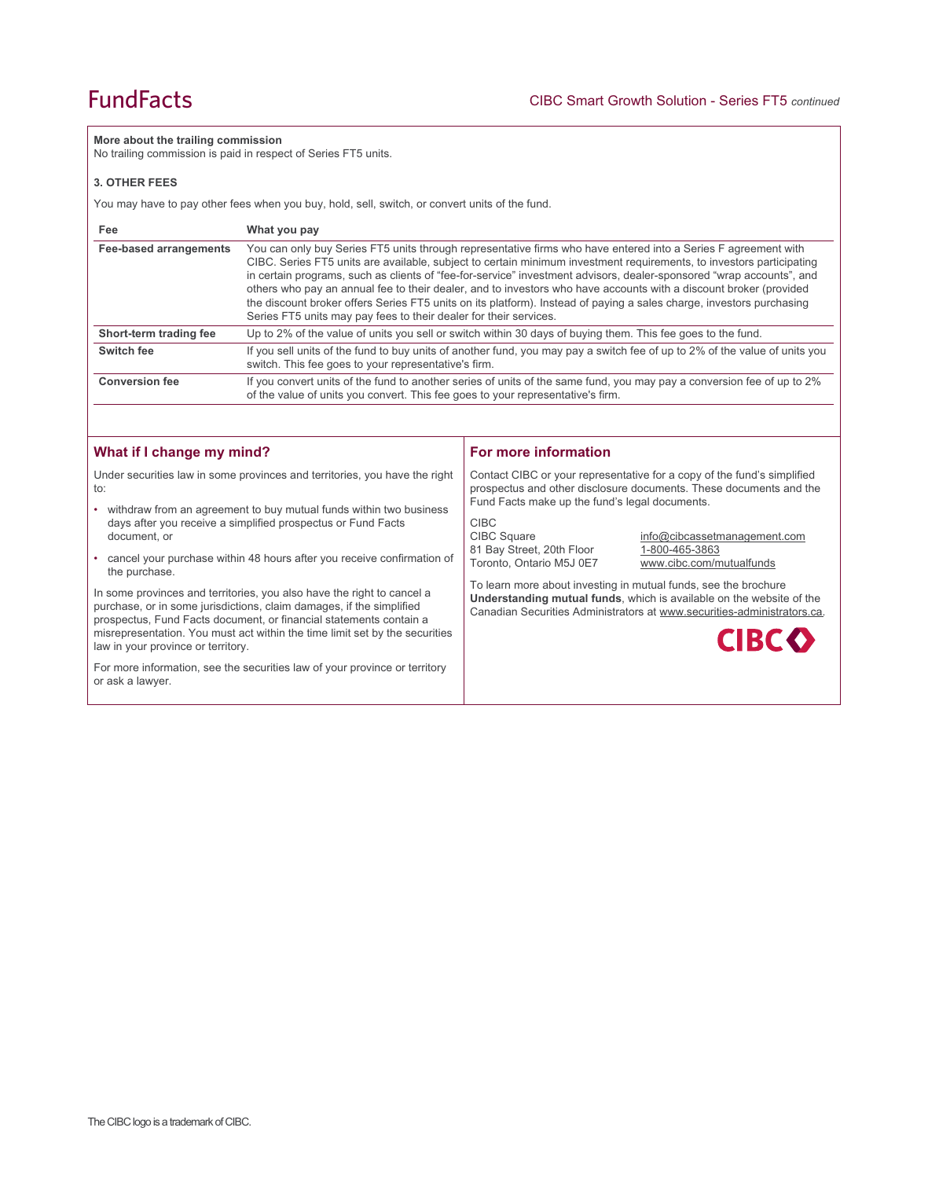**More about the trailing commission**

No trailing commission is paid in respect of Series FT5 units.

**3. OTHER FEES**

You may have to pay other fees when you buy, hold, sell, switch, or convert units of the fund.

| Fee | What you pay |
|---|---|
| **Fee-based arrangements** | You can only buy Series FT5 units through representative firms who have entered into a Series F agreement with CIBC. Series FT5 units are available, subject to certain minimum investment requirements, to investors participating in certain programs, such as clients of "fee-for-service" investment advisors, dealer-sponsored "wrap accounts", and others who pay an annual fee to their dealer, and to investors who have accounts with a discount broker (provided the discount broker offers Series FT5 units on its platform). Instead of paying a sales charge, investors purchasing Series FT5 units may pay fees to their dealer for their services. |
| **Short-term trading fee** | Up to 2% of the value of units you sell or switch within 30 days of buying them. This fee goes to the fund. |
| **Switch fee** | If you sell units of the fund to buy units of another fund, you may pay a switch fee of up to 2% of the value of units you switch. This fee goes to your representative's firm. |
| **Conversion fee** | If you convert units of the fund to another series of units of the same fund, you may pay a conversion fee of up to 2% of the value of units you convert. This fee goes to your representative's firm. |

## What if I change my mind?

Under securities law in some provinces and territories, you have the right to:

- withdraw from an agreement to buy mutual funds within two business days after you receive a simplified prospectus or Fund Facts document, or
- cancel your purchase within 48 hours after you receive confirmation of the purchase.

In some provinces and territories, you also have the right to cancel a purchase, or in some jurisdictions, claim damages, if the simplified prospectus, Fund Facts document, or financial statements contain a misrepresentation. You must act within the time limit set by the securities law in your province or territory.

For more information, see the securities law of your province or territory or ask a lawyer.

## For more information

Contact CIBC or your representative for a copy of the fund's simplified prospectus and other disclosure documents. These documents and the Fund Facts make up the fund's legal documents.

CIBC
CIBC Square
81 Bay Street, 20th Floor
Toronto, Ontario M5J 0E7

info@cibcassetmanagement.com
1-800-465-3863
www.cibc.com/mutualfunds

To learn more about investing in mutual funds, see the brochure **Understanding mutual funds**, which is available on the website of the Canadian Securities Administrators at www.securities-administrators.ca.

The CIBC logo is a trademark of CIBC.